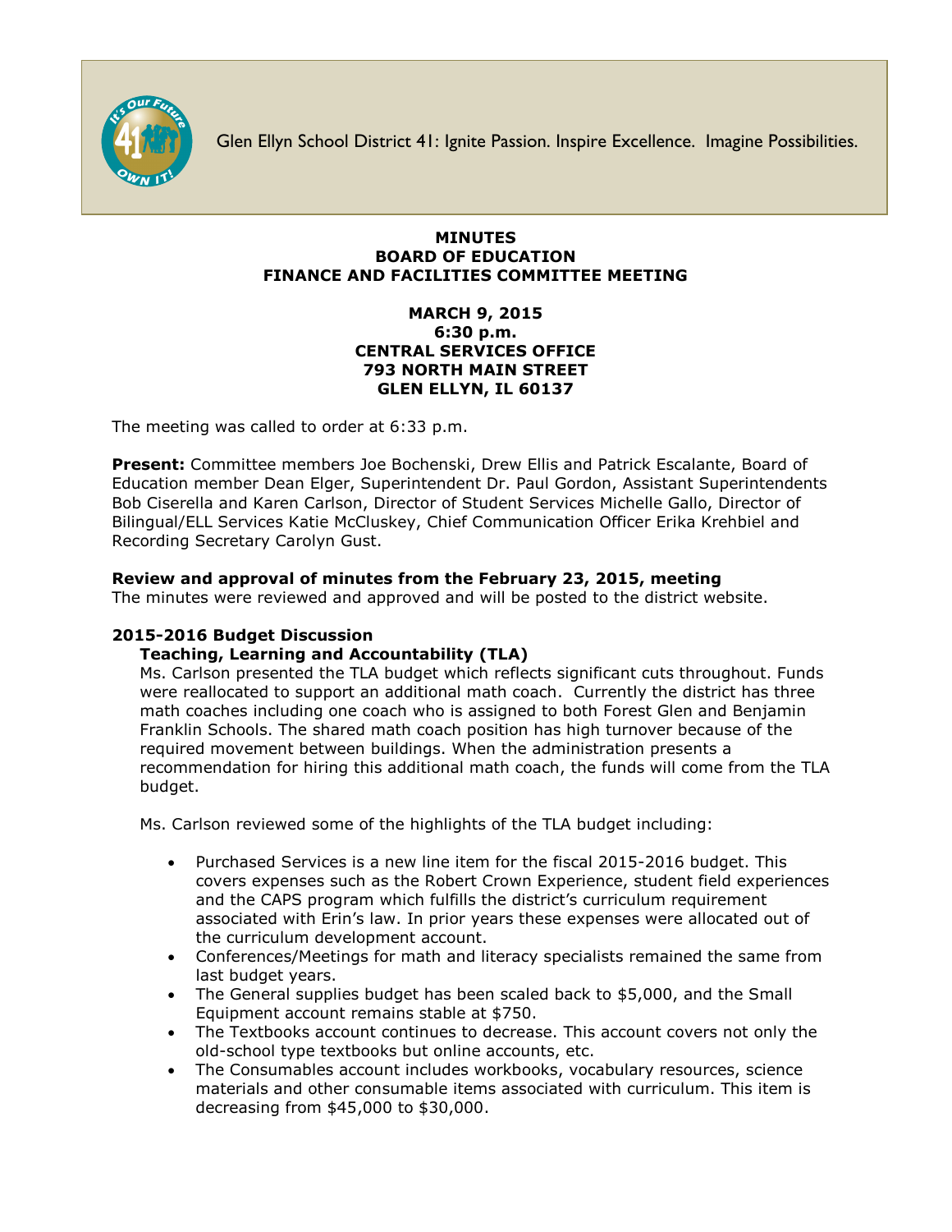Glen Ellyn School District 41: Ignite Passion. Inspire Excellence. Imagine Possibilities.

**MINUTES**
**BOARD OF EDUCATION**
**FINANCE AND FACILITIES COMMITTEE MEETING**

**MARCH 9, 2015**
**6:30 p.m.**
**CENTRAL SERVICES OFFICE**
**793 NORTH MAIN STREET**
**GLEN ELLYN, IL 60137**

The meeting was called to order at 6:33 p.m.

**Present:** Committee members Joe Bochenski, Drew Ellis and Patrick Escalante, Board of Education member Dean Elger, Superintendent Dr. Paul Gordon, Assistant Superintendents Bob Ciserella and Karen Carlson, Director of Student Services Michelle Gallo, Director of Bilingual/ELL Services Katie McCluskey, Chief Communication Officer Erika Krehbiel and Recording Secretary Carolyn Gust.

**Review and approval of minutes from the February 23, 2015, meeting**

The minutes were reviewed and approved and will be posted to the district website.

## 2015-2016 Budget Discussion

### Teaching, Learning and Accountability (TLA)

Ms. Carlson presented the TLA budget which reflects significant cuts throughout. Funds were reallocated to support an additional math coach. Currently the district has three math coaches including one coach who is assigned to both Forest Glen and Benjamin Franklin Schools. The shared math coach position has high turnover because of the required movement between buildings. When the administration presents a recommendation for hiring this additional math coach, the funds will come from the TLA budget.

Ms. Carlson reviewed some of the highlights of the TLA budget including:

- Purchased Services is a new line item for the fiscal 2015-2016 budget. This covers expenses such as the Robert Crown Experience, student field experiences and the CAPS program which fulfills the district's curriculum requirement associated with Erin's law. In prior years these expenses were allocated out of the curriculum development account.
- Conferences/Meetings for math and literacy specialists remained the same from last budget years.
- The General supplies budget has been scaled back to $5,000, and the Small Equipment account remains stable at $750.
- The Textbooks account continues to decrease. This account covers not only the old-school type textbooks but online accounts, etc.
- The Consumables account includes workbooks, vocabulary resources, science materials and other consumable items associated with curriculum. This item is decreasing from $45,000 to $30,000.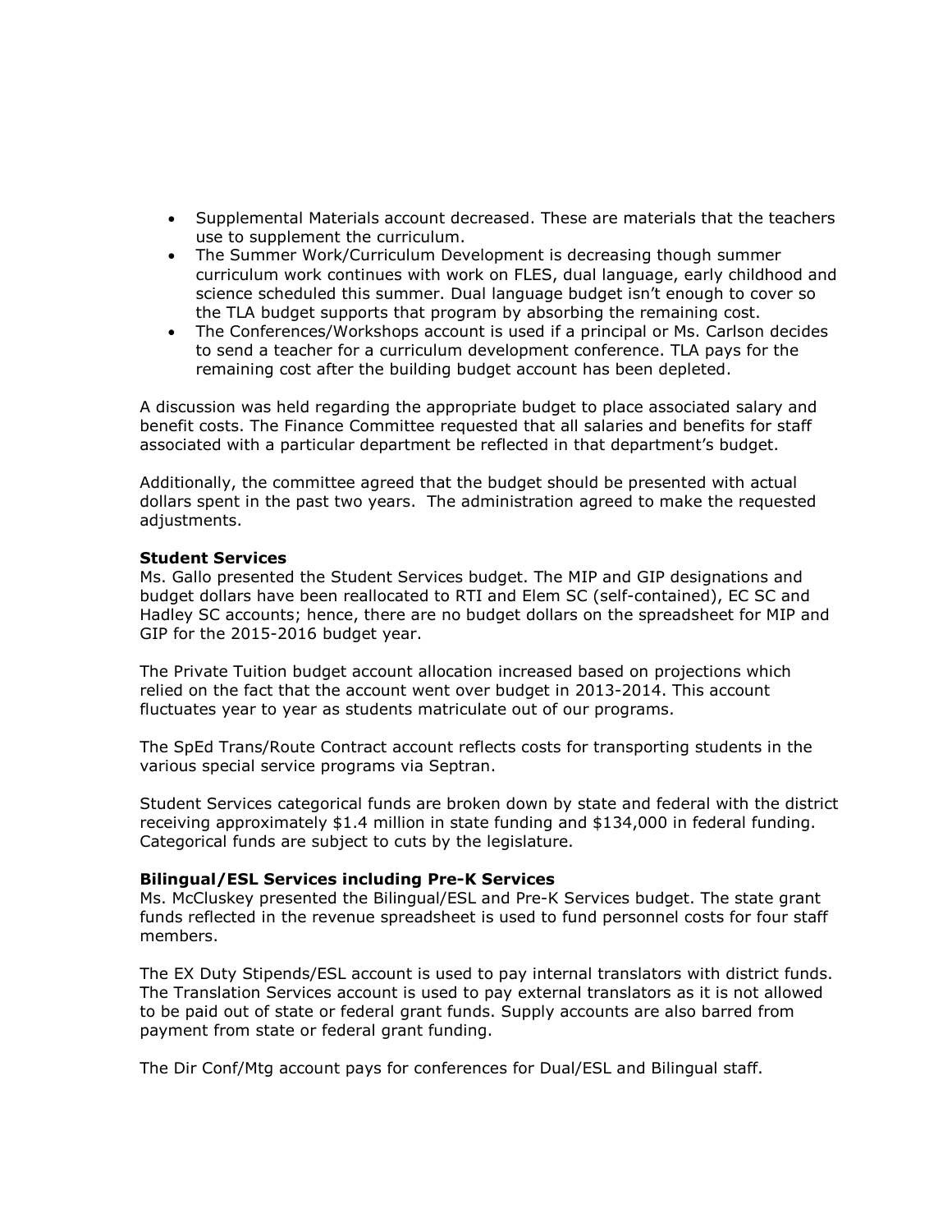- Supplemental Materials account decreased. These are materials that the teachers use to supplement the curriculum.
- The Summer Work/Curriculum Development is decreasing though summer curriculum work continues with work on FLES, dual language, early childhood and science scheduled this summer. Dual language budget isn't enough to cover so the TLA budget supports that program by absorbing the remaining cost.
- The Conferences/Workshops account is used if a principal or Ms. Carlson decides to send a teacher for a curriculum development conference. TLA pays for the remaining cost after the building budget account has been depleted.

A discussion was held regarding the appropriate budget to place associated salary and benefit costs. The Finance Committee requested that all salaries and benefits for staff associated with a particular department be reflected in that department's budget.

Additionally, the committee agreed that the budget should be presented with actual dollars spent in the past two years. The administration agreed to make the requested adjustments.

**Student Services**

Ms. Gallo presented the Student Services budget. The MIP and GIP designations and budget dollars have been reallocated to RTI and Elem SC (self-contained), EC SC and Hadley SC accounts; hence, there are no budget dollars on the spreadsheet for MIP and GIP for the 2015-2016 budget year.

The Private Tuition budget account allocation increased based on projections which relied on the fact that the account went over budget in 2013-2014. This account fluctuates year to year as students matriculate out of our programs.

The SpEd Trans/Route Contract account reflects costs for transporting students in the various special service programs via Septran.

Student Services categorical funds are broken down by state and federal with the district receiving approximately $1.4 million in state funding and $134,000 in federal funding. Categorical funds are subject to cuts by the legislature.

**Bilingual/ESL Services including Pre-K Services**

Ms. McCluskey presented the Bilingual/ESL and Pre-K Services budget. The state grant funds reflected in the revenue spreadsheet is used to fund personnel costs for four staff members.

The EX Duty Stipends/ESL account is used to pay internal translators with district funds. The Translation Services account is used to pay external translators as it is not allowed to be paid out of state or federal grant funds. Supply accounts are also barred from payment from state or federal grant funding.

The Dir Conf/Mtg account pays for conferences for Dual/ESL and Bilingual staff.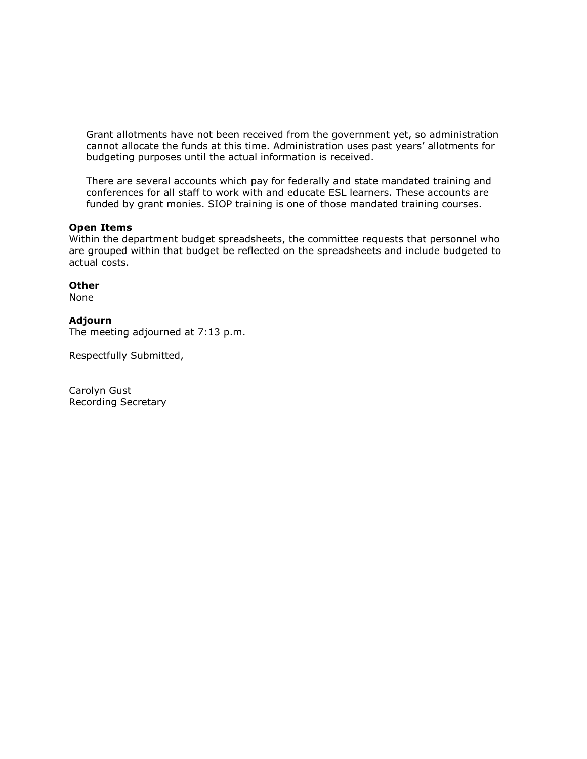Grant allotments have not been received from the government yet, so administration cannot allocate the funds at this time. Administration uses past years' allotments for budgeting purposes until the actual information is received.

There are several accounts which pay for federally and state mandated training and conferences for all staff to work with and educate ESL learners. These accounts are funded by grant monies. SIOP training is one of those mandated training courses.

**Open Items**

Within the department budget spreadsheets, the committee requests that personnel who are grouped within that budget be reflected on the spreadsheets and include budgeted to actual costs.

**Other**

None

**Adjourn**

The meeting adjourned at 7:13 p.m.

Respectfully Submitted,

Carolyn Gust
Recording Secretary